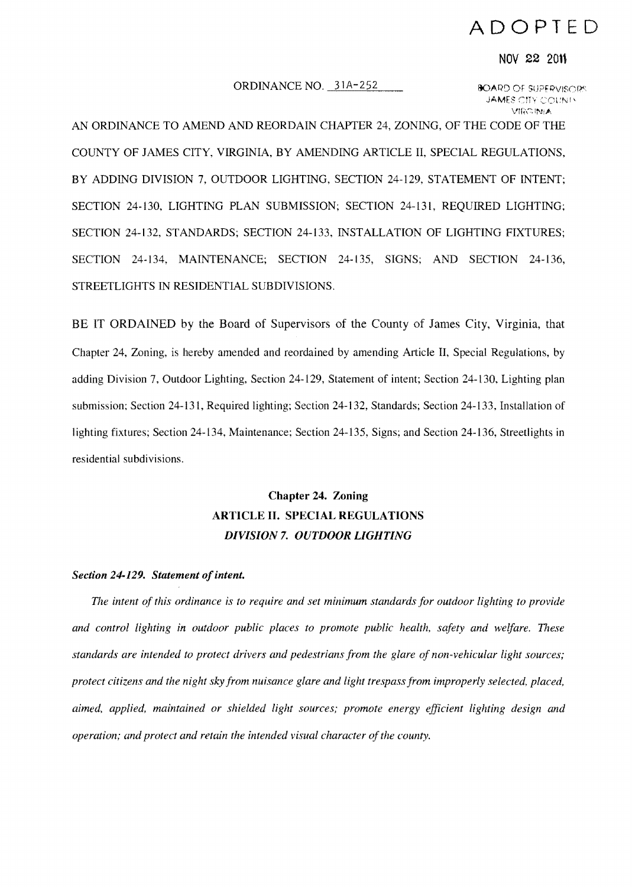ADOPTED

NOV 22 2011

ORDINANCE NO. 31A-252

BOARD OF SUPERVISORS
JAMES CITY COUNTY
VIRGINIA

AN ORDINANCE TO AMEND AND REORDAIN CHAPTER 24, ZONING, OF THE CODE OF THE COUNTY OF JAMES CITY, VIRGINIA, BY AMENDING ARTICLE II, SPECIAL REGULATIONS, BY ADDING DIVISION 7, OUTDOOR LIGHTING, SECTION 24-129, STATEMENT OF INTENT; SECTION 24-130, LIGHTING PLAN SUBMISSION; SECTION 24-131, REQUIRED LIGHTING; SECTION 24-132, STANDARDS; SECTION 24-133, INSTALLATION OF LIGHTING FIXTURES; SECTION 24-134, MAINTENANCE; SECTION 24-135, SIGNS; AND SECTION 24-136, STREETLIGHTS IN RESIDENTIAL SUBDIVISIONS.

BE IT ORDAINED by the Board of Supervisors of the County of James City, Virginia, that Chapter 24, Zoning, is hereby amended and reordained by amending Article II, Special Regulations, by adding Division 7, Outdoor Lighting, Section 24-129, Statement of intent; Section 24-130, Lighting plan submission; Section 24-131, Required lighting; Section 24-132, Standards; Section 24-133, Installation of lighting fixtures; Section 24-134, Maintenance; Section 24-135, Signs; and Section 24-136, Streetlights in residential subdivisions.

# Chapter 24. Zoning

## ARTICLE II. SPECIAL REGULATIONS

### *DIVISION 7. OUTDOOR LIGHTING*

***Section 24-129. Statement of intent.***

*The intent of this ordinance is to require and set minimum standards for outdoor lighting to provide and control lighting in outdoor public places to promote public health, safety and welfare. These standards are intended to protect drivers and pedestrians from the glare of non-vehicular light sources; protect citizens and the night sky from nuisance glare and light trespass from improperly selected, placed, aimed, applied, maintained or shielded light sources; promote energy efficient lighting design and operation; and protect and retain the intended visual character of the county.*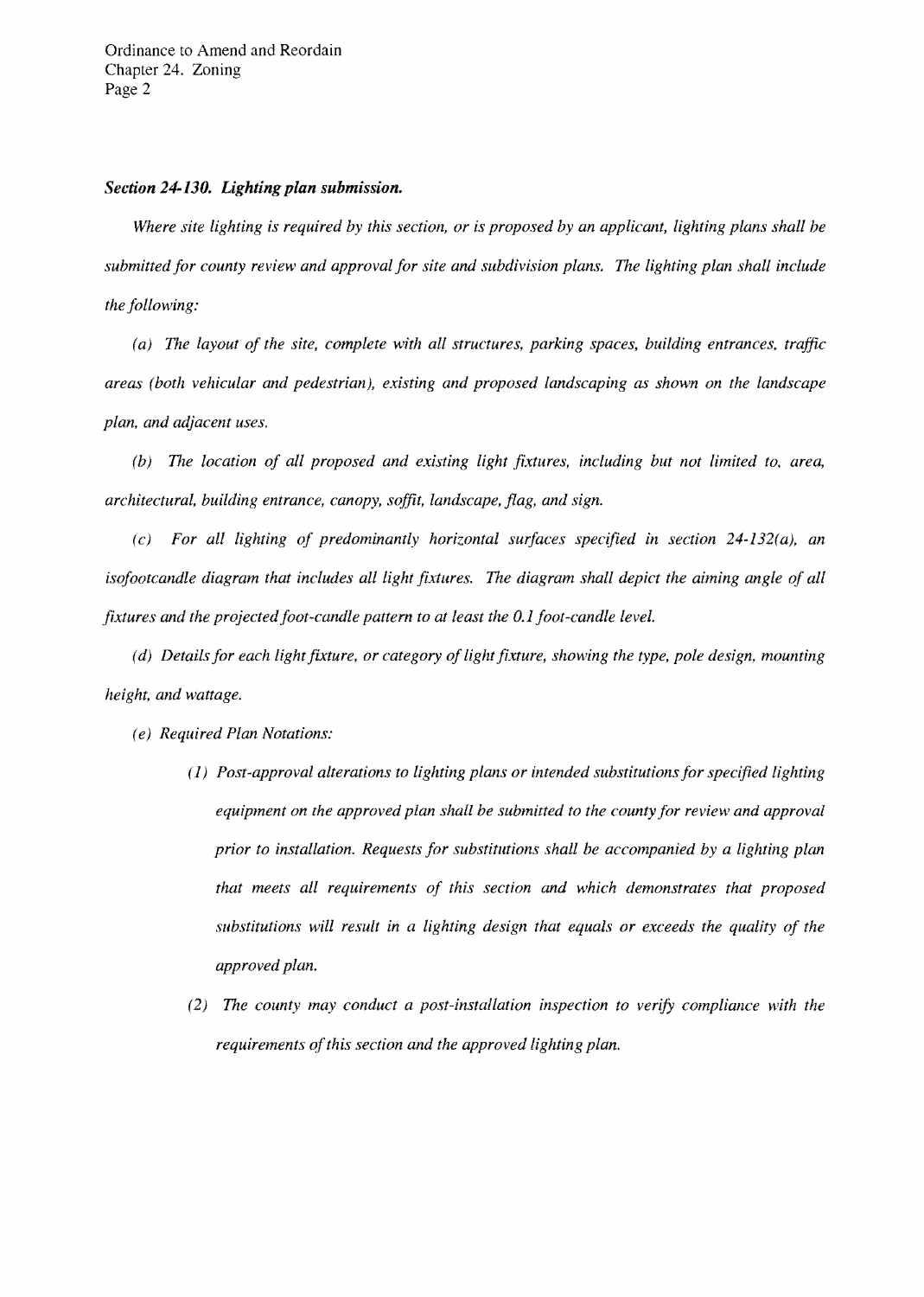### *Section 24-130. Lighting plan submission.*

*Where site lighting is required by this section, or is proposed by an applicant, lighting plans shall be submitted for county review and approval for site and subdivision plans. The lighting plan shall include the following:*

*(a) The layout of the site, complete with all structures, parking spaces, building entrances, traffic areas (both vehicular and pedestrian), existing and proposed landscaping as shown on the landscape plan, and adjacent uses.*

*(b) The location of all proposed and existing light fixtures, including but not limited to, area, architectural, building entrance, canopy, soffit, landscape, flag, and sign.*

*(c) For all lighting of predominantly horizontal surfaces specified in section 24-132(a), an isofootcandle diagram that includes all light fixtures. The diagram shall depict the aiming angle of all fixtures and the projected foot-candle pattern to at least the 0.1 foot-candle level.*

*(d) Details for each light fixture, or category of light fixture, showing the type, pole design, mounting height, and wattage.*

*(e) Required Plan Notations:*

> *(1) Post-approval alterations to lighting plans or intended substitutions for specified lighting equipment on the approved plan shall be submitted to the county for review and approval prior to installation. Requests for substitutions shall be accompanied by a lighting plan that meets all requirements of this section and which demonstrates that proposed substitutions will result in a lighting design that equals or exceeds the quality of the approved plan.*
>
> *(2) The county may conduct a post-installation inspection to verify compliance with the requirements of this section and the approved lighting plan.*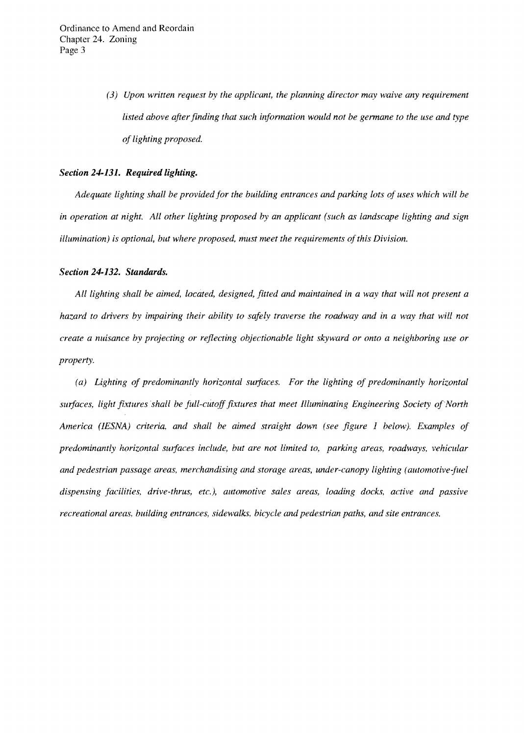*(3) Upon written request by the applicant, the planning director may waive any requirement listed above after finding that such information would not be germane to the use and type of lighting proposed.*

### *Section 24-131. Required lighting.*

*Adequate lighting shall be provided for the building entrances and parking lots of uses which will be in operation at night. All other lighting proposed by an applicant (such as landscape lighting and sign illumination) is optional, but where proposed, must meet the requirements of this Division.*

### *Section 24-132. Standards.*

*All lighting shall be aimed, located, designed, fitted and maintained in a way that will not present a hazard to drivers by impairing their ability to safely traverse the roadway and in a way that will not create a nuisance by projecting or reflecting objectionable light skyward or onto a neighboring use or property.*

*(a) Lighting of predominantly horizontal surfaces. For the lighting of predominantly horizontal surfaces, light fixtures shall be full-cutoff fixtures that meet Illuminating Engineering Society of North America (IESNA) criteria, and shall be aimed straight down (see figure 1 below). Examples of predominantly horizontal surfaces include, but are not limited to, parking areas, roadways, vehicular and pedestrian passage areas, merchandising and storage areas, under-canopy lighting (automotive-fuel dispensing facilities, drive-thrus, etc.), automotive sales areas, loading docks, active and passive recreational areas, building entrances, sidewalks, bicycle and pedestrian paths, and site entrances.*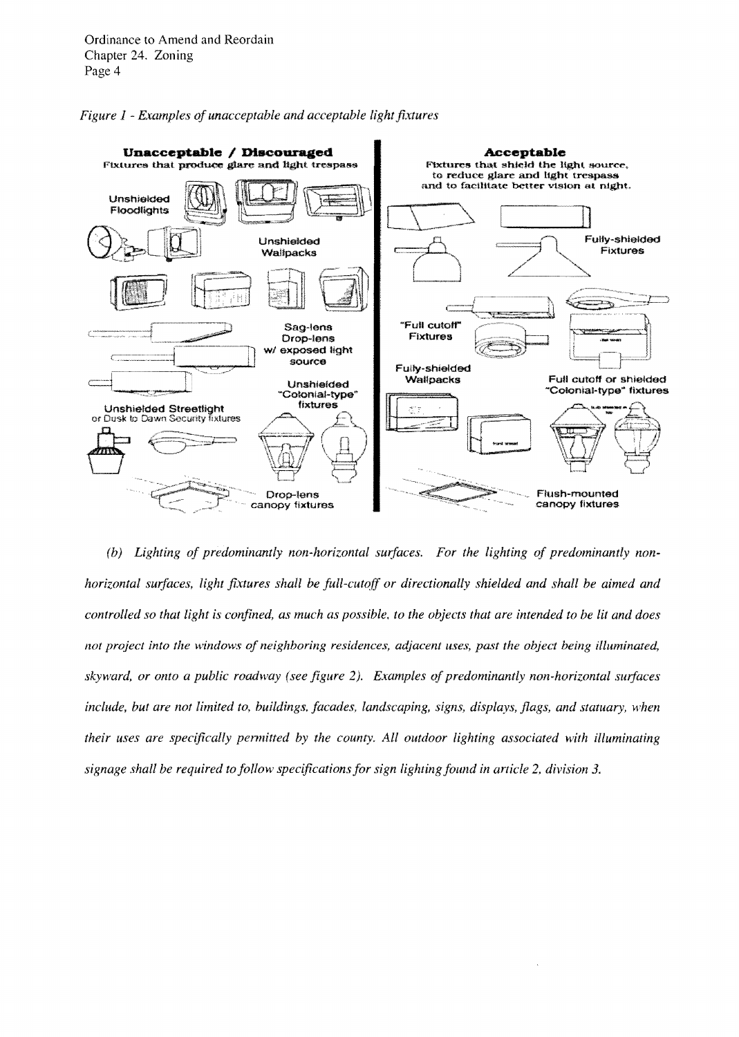*Figure 1 - Examples of unacceptable and acceptable light fixtures*

**Unacceptable / Discouraged**
Fixtures that produce glare and light trespass

Unshielded Floodlights

Unshielded Wallpacks

Sag-lens
Drop-lens
w/ exposed light source

Unshielded "Colonial-type" fixtures

Unshielded Streetlight or Dusk to Dawn Security fixtures

Drop-lens canopy fixtures

**Acceptable**
Fixtures that shield the light source, to reduce glare and light trespass and to facilitate better vision at night.

Fully-shielded Fixtures

"Full cutoff" Fixtures

Fully-shielded Wallpacks

Full cutoff or shielded "Colonial-type" fixtures

Flush-mounted canopy fixtures

*(b) Lighting of predominantly non-horizontal surfaces. For the lighting of predominantly non-horizontal surfaces, light fixtures shall be full-cutoff or directionally shielded and shall be aimed and controlled so that light is confined, as much as possible, to the objects that are intended to be lit and does not project into the windows of neighboring residences, adjacent uses, past the object being illuminated, skyward, or onto a public roadway (see figure 2). Examples of predominantly non-horizontal surfaces include, but are not limited to, buildings, facades, landscaping, signs, displays, flags, and statuary, when their uses are specifically permitted by the county. All outdoor lighting associated with illuminating signage shall be required to follow specifications for sign lighting found in article 2, division 3.*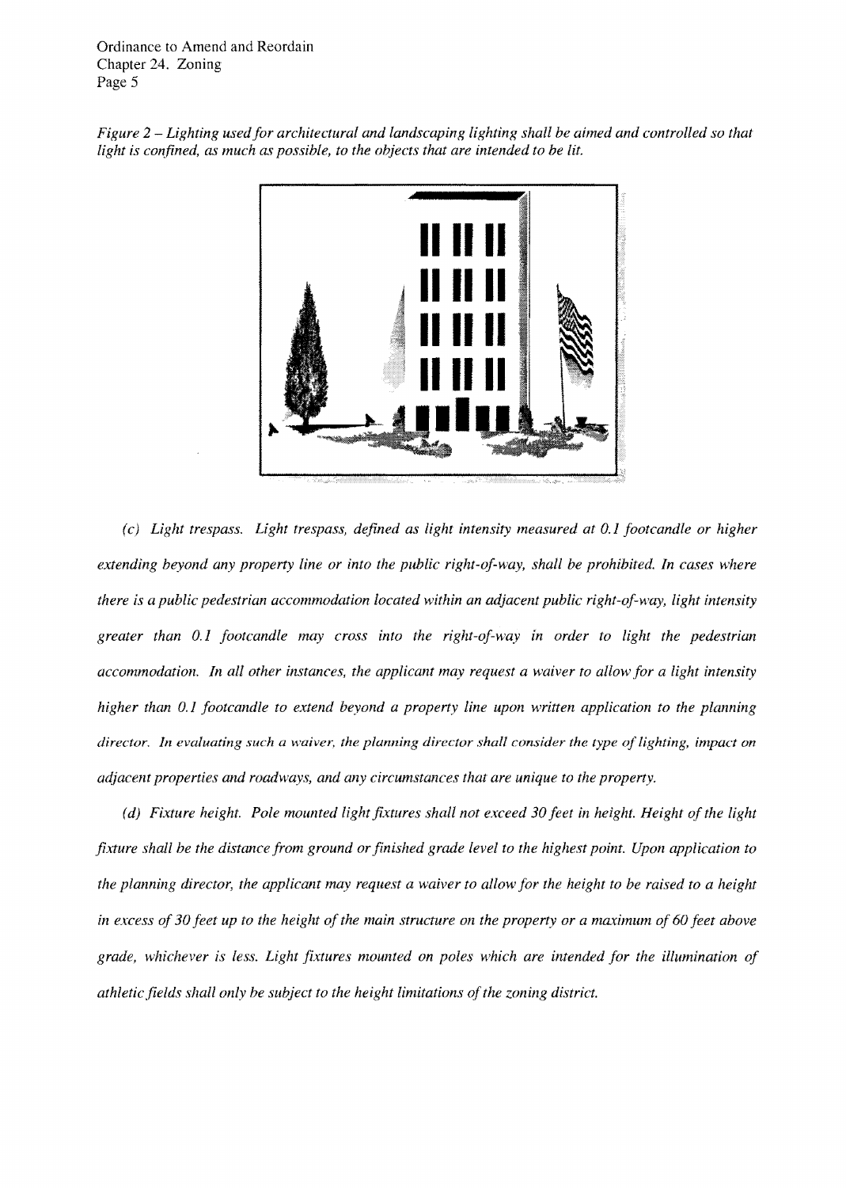*Figure 2 – Lighting used for architectural and landscaping lighting shall be aimed and controlled so that light is confined, as much as possible, to the objects that are intended to be lit.*

*(c) Light trespass. Light trespass, defined as light intensity measured at 0.1 footcandle or higher extending beyond any property line or into the public right-of-way, shall be prohibited. In cases where there is a public pedestrian accommodation located within an adjacent public right-of-way, light intensity greater than 0.1 footcandle may cross into the right-of-way in order to light the pedestrian accommodation. In all other instances, the applicant may request a waiver to allow for a light intensity higher than 0.1 footcandle to extend beyond a property line upon written application to the planning director. In evaluating such a waiver, the planning director shall consider the type of lighting, impact on adjacent properties and roadways, and any circumstances that are unique to the property.*

*(d) Fixture height. Pole mounted light fixtures shall not exceed 30 feet in height. Height of the light fixture shall be the distance from ground or finished grade level to the highest point. Upon application to the planning director, the applicant may request a waiver to allow for the height to be raised to a height in excess of 30 feet up to the height of the main structure on the property or a maximum of 60 feet above grade, whichever is less. Light fixtures mounted on poles which are intended for the illumination of athletic fields shall only be subject to the height limitations of the zoning district.*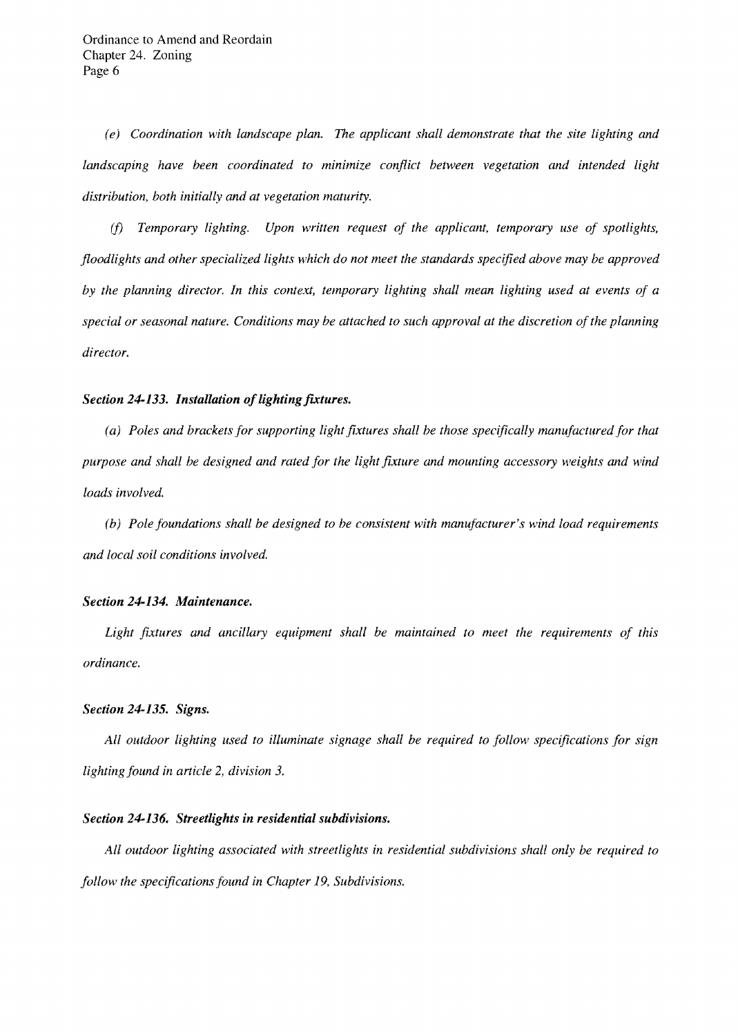*(e) Coordination with landscape plan. The applicant shall demonstrate that the site lighting and landscaping have been coordinated to minimize conflict between vegetation and intended light distribution, both initially and at vegetation maturity.*

*(f) Temporary lighting. Upon written request of the applicant, temporary use of spotlights, floodlights and other specialized lights which do not meet the standards specified above may be approved by the planning director. In this context, temporary lighting shall mean lighting used at events of a special or seasonal nature. Conditions may be attached to such approval at the discretion of the planning director.*

***Section 24-133. Installation of lighting fixtures.***

*(a) Poles and brackets for supporting light fixtures shall be those specifically manufactured for that purpose and shall be designed and rated for the light fixture and mounting accessory weights and wind loads involved.*

*(b) Pole foundations shall be designed to be consistent with manufacturer's wind load requirements and local soil conditions involved.*

***Section 24-134. Maintenance.***

*Light fixtures and ancillary equipment shall be maintained to meet the requirements of this ordinance.*

***Section 24-135. Signs.***

*All outdoor lighting used to illuminate signage shall be required to follow specifications for sign lighting found in article 2, division 3.*

***Section 24-136. Streetlights in residential subdivisions.***

*All outdoor lighting associated with streetlights in residential subdivisions shall only be required to follow the specifications found in Chapter 19, Subdivisions.*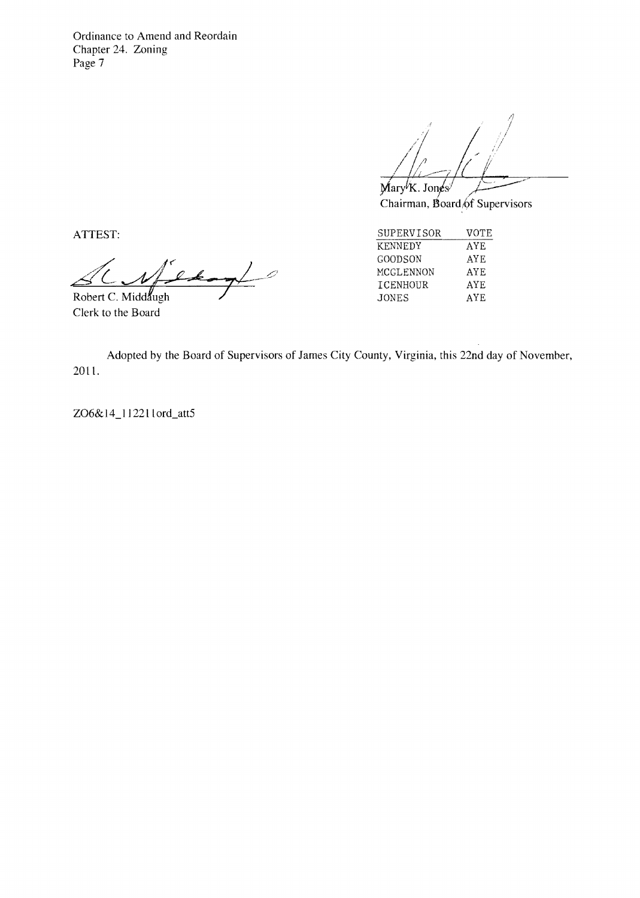Mary K. Jones
Chairman, Board of Supervisors

ATTEST:

Robert C. Middaugh
Clerk to the Board

| SUPERVISOR | VOTE |
| --- | --- |
| KENNEDY | AYE |
| GOODSON | AYE |
| MCGLENNON | AYE |
| ICENHOUR | AYE |
| JONES | AYE |

Adopted by the Board of Supervisors of James City County, Virginia, this 22nd day of November, 2011.

ZO6&14_112211ord_att5